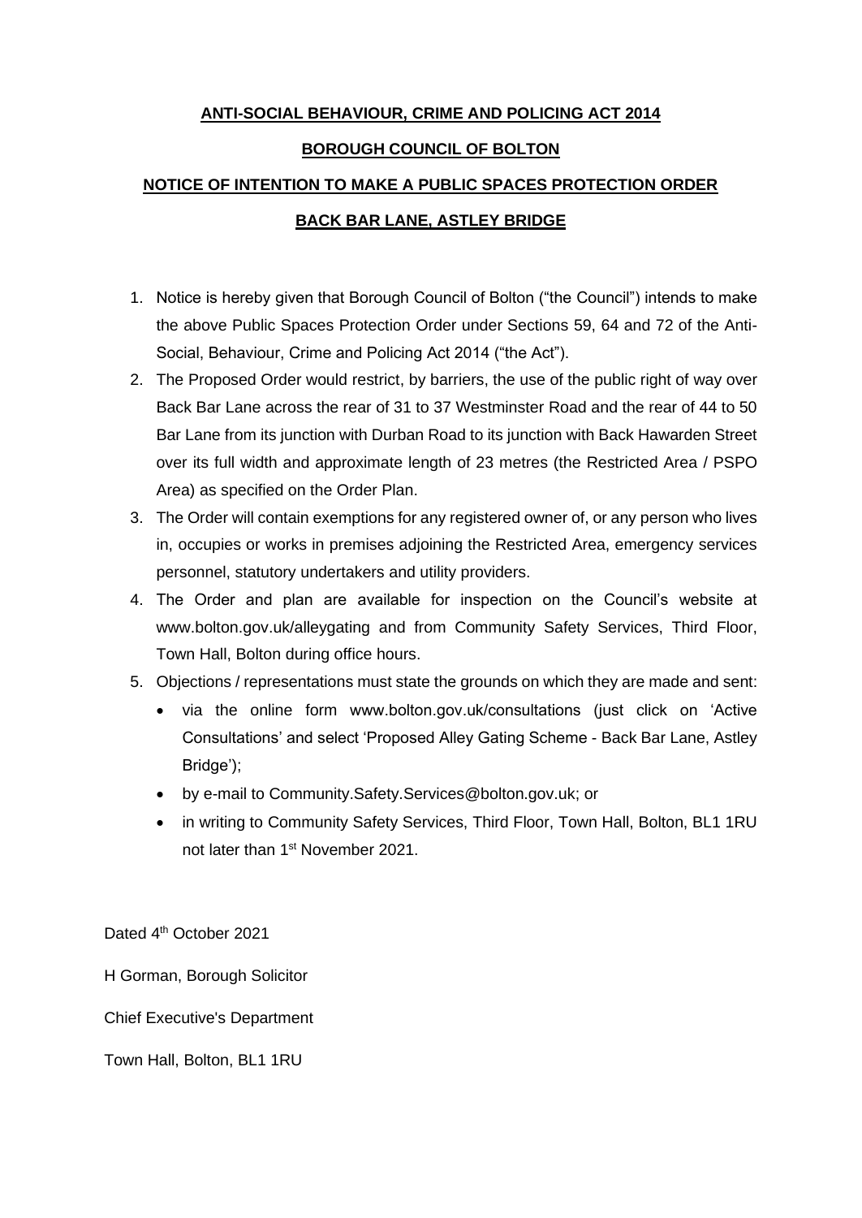**ANTI-SOCIAL BEHAVIOUR, CRIME AND POLICING ACT 2014**

**BOROUGH COUNCIL OF BOLTON**

**NOTICE OF INTENTION TO MAKE A PUBLIC SPACES PROTECTION ORDER**

**BACK BAR LANE, ASTLEY BRIDGE**

1. Notice is hereby given that Borough Council of Bolton ("the Council") intends to make the above Public Spaces Protection Order under Sections 59, 64 and 72 of the Anti-Social, Behaviour, Crime and Policing Act 2014 ("the Act").
2. The Proposed Order would restrict, by barriers, the use of the public right of way over Back Bar Lane across the rear of 31 to 37 Westminster Road and the rear of 44 to 50 Bar Lane from its junction with Durban Road to its junction with Back Hawarden Street over its full width and approximate length of 23 metres (the Restricted Area / PSPO Area) as specified on the Order Plan.
3. The Order will contain exemptions for any registered owner of, or any person who lives in, occupies or works in premises adjoining the Restricted Area, emergency services personnel, statutory undertakers and utility providers.
4. The Order and plan are available for inspection on the Council's website at www.bolton.gov.uk/alleygating and from Community Safety Services, Third Floor, Town Hall, Bolton during office hours.
5. Objections / representations must state the grounds on which they are made and sent:
   - via the online form www.bolton.gov.uk/consultations (just click on 'Active Consultations' and select 'Proposed Alley Gating Scheme - Back Bar Lane, Astley Bridge');
   - by e-mail to Community.Safety.Services@bolton.gov.uk; or
   - in writing to Community Safety Services, Third Floor, Town Hall, Bolton, BL1 1RU not later than 1st November 2021.

Dated 4th October 2021

H Gorman, Borough Solicitor

Chief Executive's Department

Town Hall, Bolton, BL1 1RU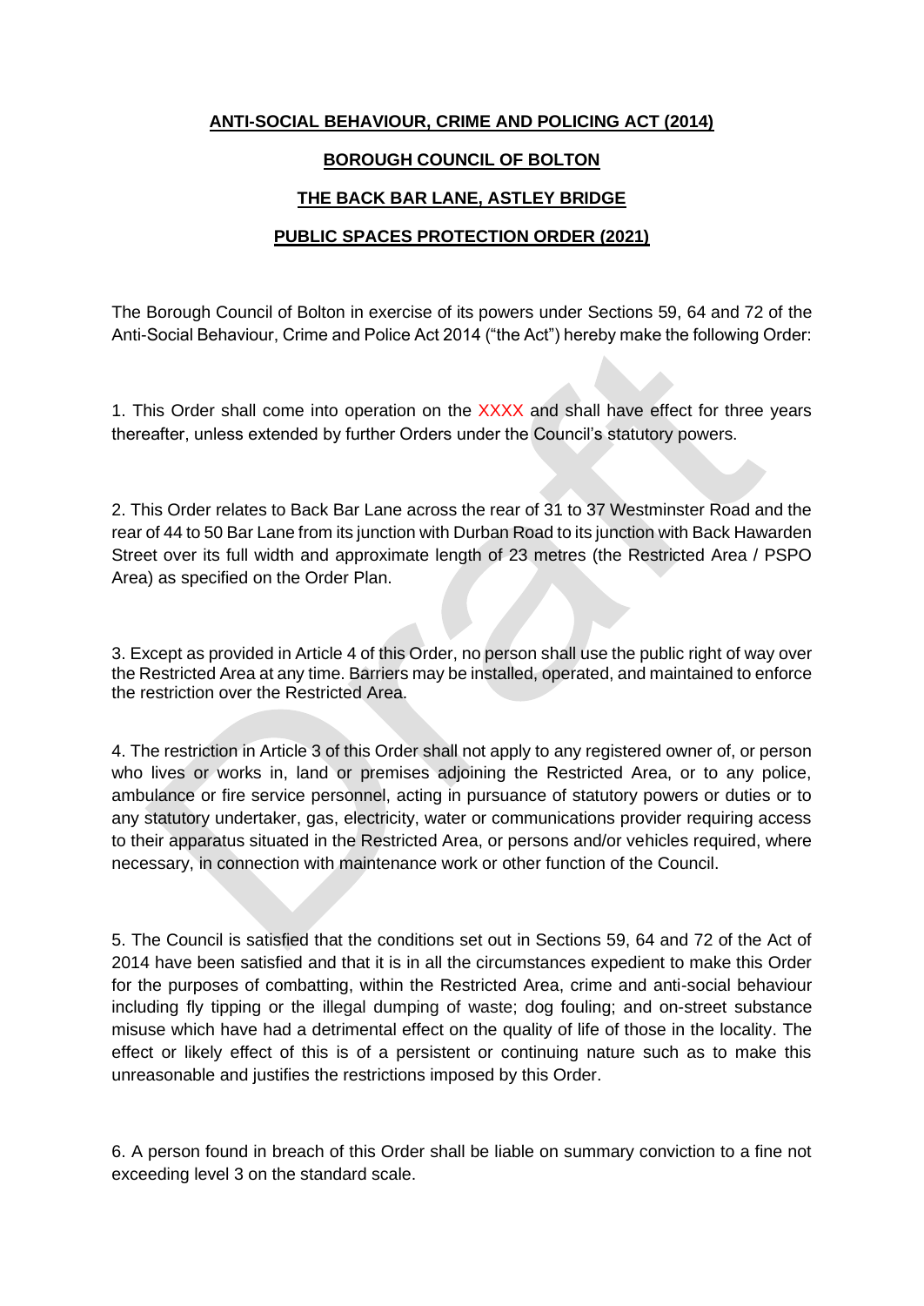**ANTI-SOCIAL BEHAVIOUR, CRIME AND POLICING ACT (2014)**

**BOROUGH COUNCIL OF BOLTON**

**THE BACK BAR LANE, ASTLEY BRIDGE**

**PUBLIC SPACES PROTECTION ORDER (2021)**

The Borough Council of Bolton in exercise of its powers under Sections 59, 64 and 72 of the Anti-Social Behaviour, Crime and Police Act 2014 ("the Act") hereby make the following Order:

1. This Order shall come into operation on the XXXX and shall have effect for three years thereafter, unless extended by further Orders under the Council's statutory powers.

2. This Order relates to Back Bar Lane across the rear of 31 to 37 Westminster Road and the rear of 44 to 50 Bar Lane from its junction with Durban Road to its junction with Back Hawarden Street over its full width and approximate length of 23 metres (the Restricted Area / PSPO Area) as specified on the Order Plan.

3. Except as provided in Article 4 of this Order, no person shall use the public right of way over the Restricted Area at any time. Barriers may be installed, operated, and maintained to enforce the restriction over the Restricted Area.

4. The restriction in Article 3 of this Order shall not apply to any registered owner of, or person who lives or works in, land or premises adjoining the Restricted Area, or to any police, ambulance or fire service personnel, acting in pursuance of statutory powers or duties or to any statutory undertaker, gas, electricity, water or communications provider requiring access to their apparatus situated in the Restricted Area, or persons and/or vehicles required, where necessary, in connection with maintenance work or other function of the Council.

5. The Council is satisfied that the conditions set out in Sections 59, 64 and 72 of the Act of 2014 have been satisfied and that it is in all the circumstances expedient to make this Order for the purposes of combatting, within the Restricted Area, crime and anti-social behaviour including fly tipping or the illegal dumping of waste; dog fouling; and on-street substance misuse which have had a detrimental effect on the quality of life of those in the locality. The effect or likely effect of this is of a persistent or continuing nature such as to make this unreasonable and justifies the restrictions imposed by this Order.

6. A person found in breach of this Order shall be liable on summary conviction to a fine not exceeding level 3 on the standard scale.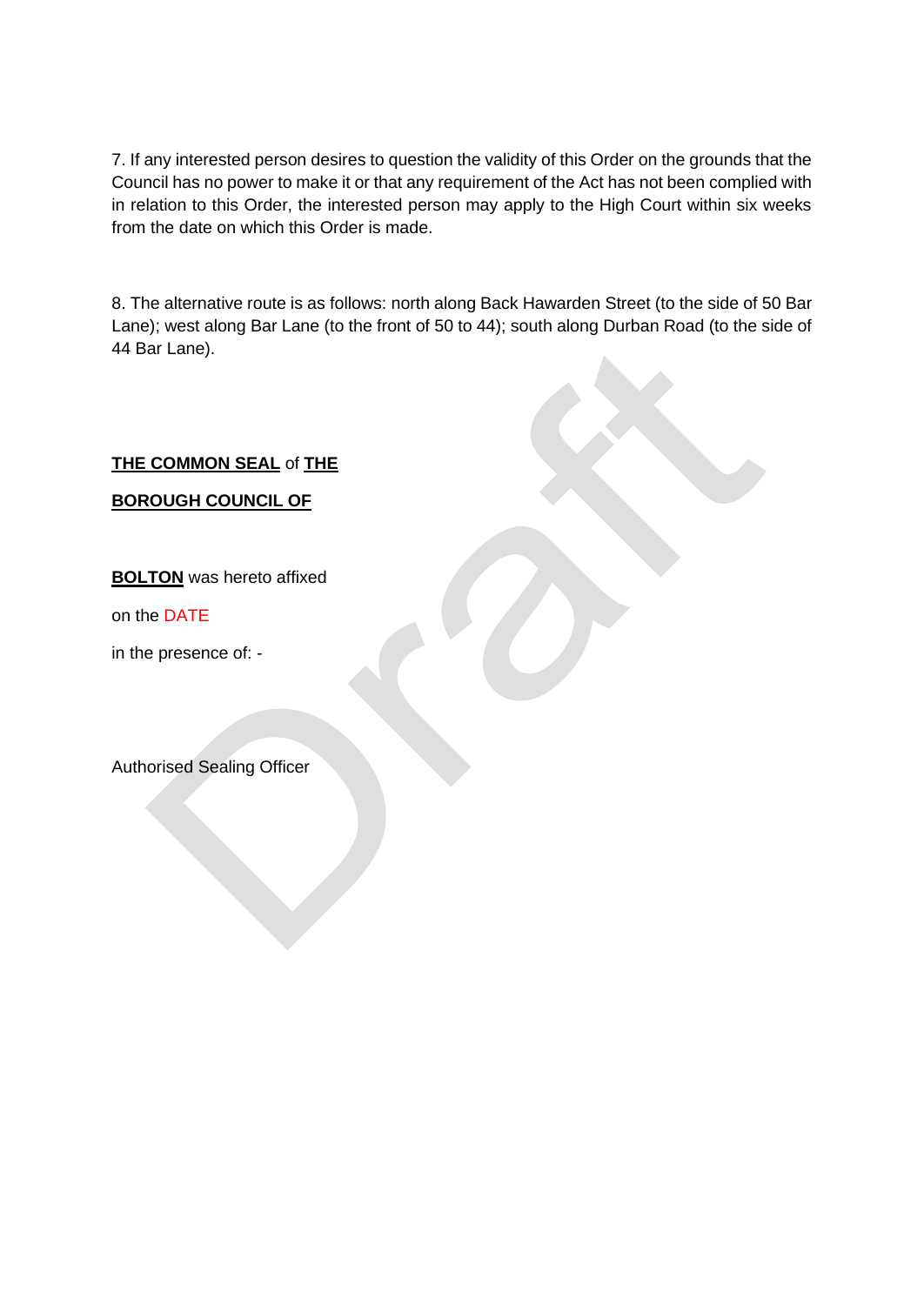7. If any interested person desires to question the validity of this Order on the grounds that the Council has no power to make it or that any requirement of the Act has not been complied with in relation to this Order, the interested person may apply to the High Court within six weeks from the date on which this Order is made.

8. The alternative route is as follows: north along Back Hawarden Street (to the side of 50 Bar Lane); west along Bar Lane (to the front of 50 to 44); south along Durban Road (to the side of 44 Bar Lane).

**THE COMMON SEAL** of **THE**

**BOROUGH COUNCIL OF**

**BOLTON** was hereto affixed

on the DATE

in the presence of: -

Authorised Sealing Officer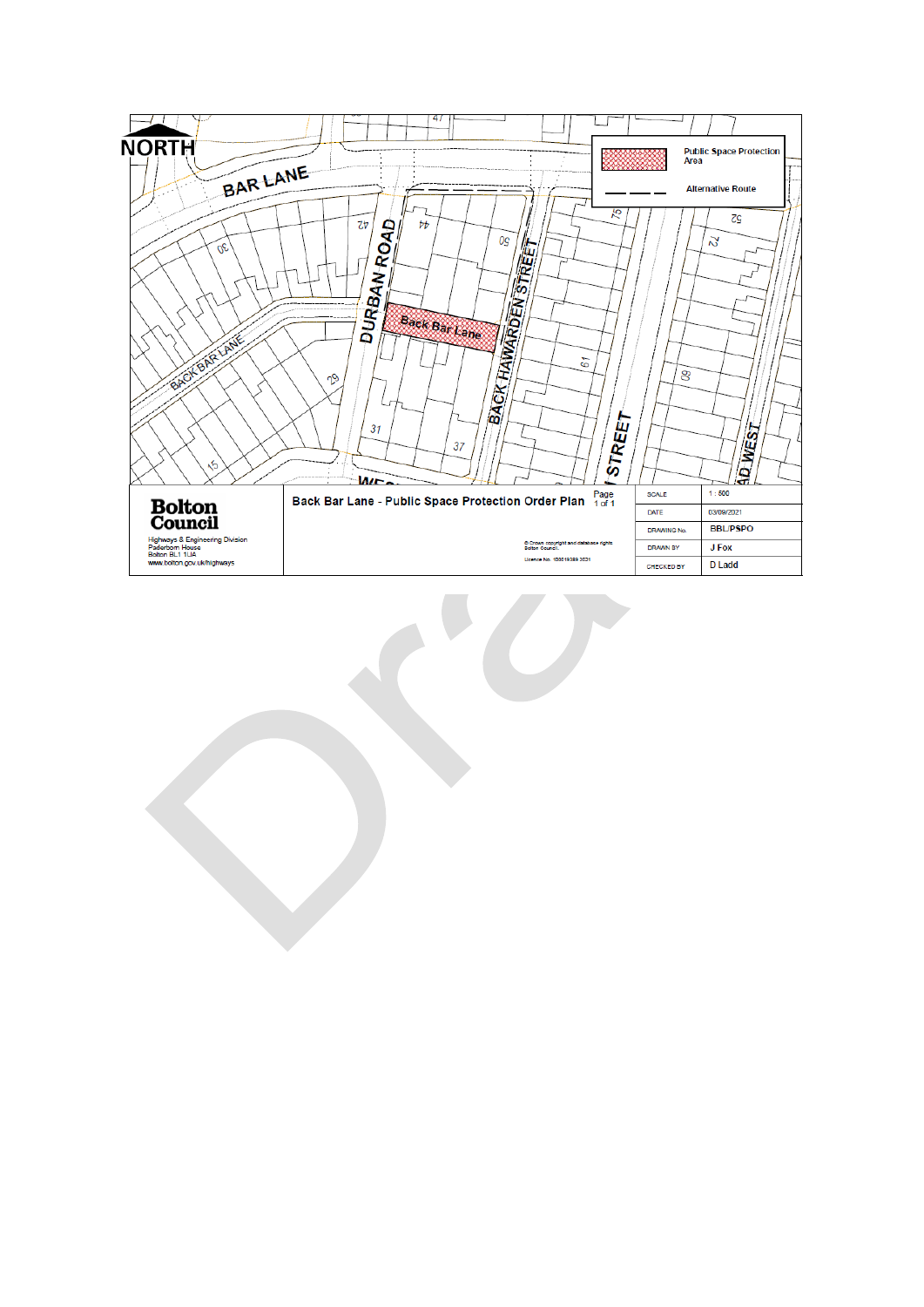NORTH

BAR LANE

DURBAN ROAD

BACK BAR LANE

Back Bar Lane

BACK HAWARDEN STREET

STREET

AD WEST

Public Space Protection Area

Alternative Route

Bolton Council

Highways & Engineering Division
Paderborn House
Bolton BL1 1UA
www.bolton.gov.uk/highways

Back Bar Lane - Public Space Protection Order Plan

© Crown copyright and database rights Bolton Council.
Licence No. 100019389 2021

| | |
|---|---|
| SCALE | 1 : 500 |
| DATE | 03/09/2021 |
| DRAWING No. | BBL/PSPO |
| DRAWN BY | J Fox |
| CHECKED BY | D Ladd |

Draft